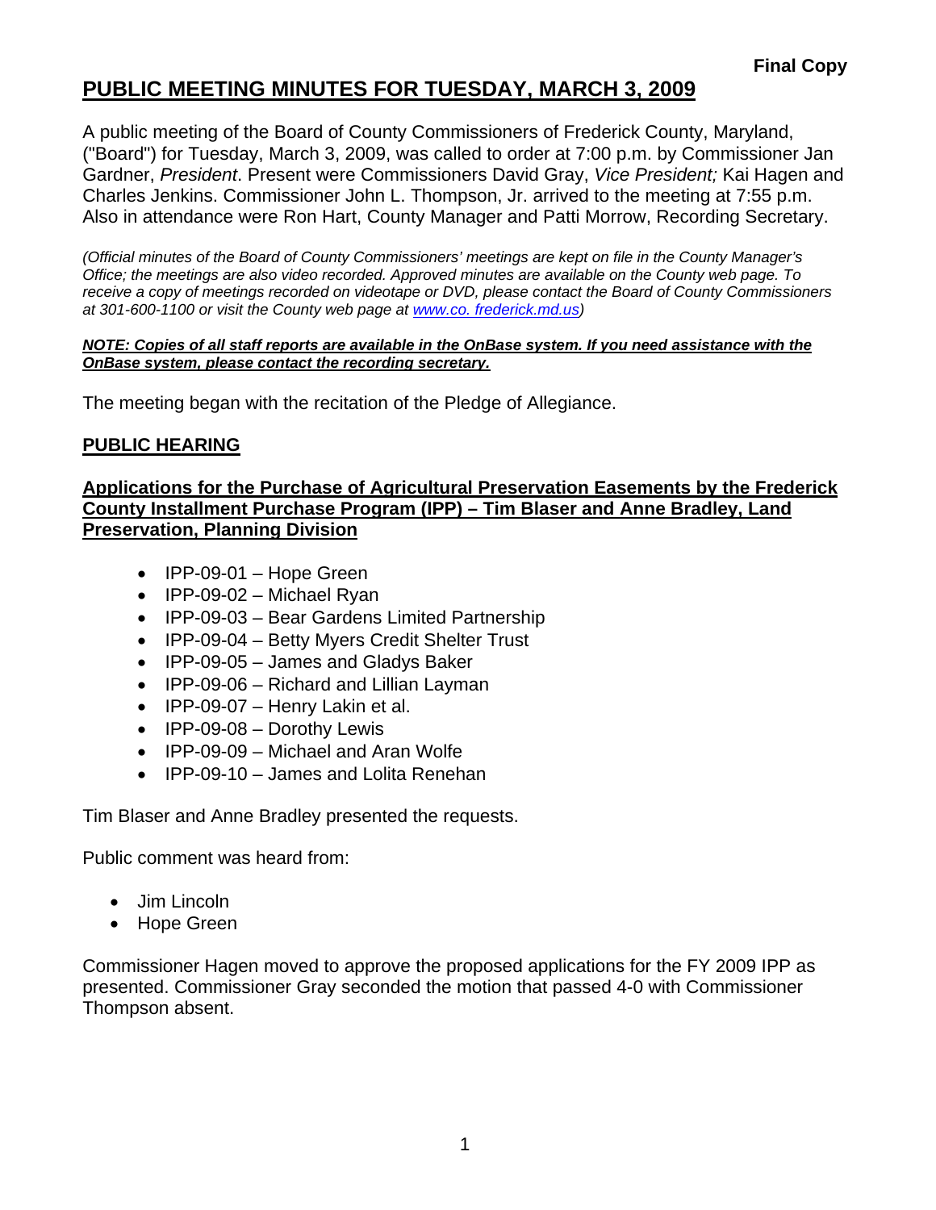**Final Copy**

# PUBLIC MEETING MINUTES FOR TUESDAY, MARCH 3, 2009

A public meeting of the Board of County Commissioners of Frederick County, Maryland, ("Board") for Tuesday, March 3, 2009, was called to order at 7:00 p.m. by Commissioner Jan Gardner, *President*. Present were Commissioners David Gray, *Vice President;* Kai Hagen and Charles Jenkins. Commissioner John L. Thompson, Jr. arrived to the meeting at 7:55 p.m. Also in attendance were Ron Hart, County Manager and Patti Morrow, Recording Secretary.

*(Official minutes of the Board of County Commissioners' meetings are kept on file in the County Manager's Office; the meetings are also video recorded. Approved minutes are available on the County web page. To receive a copy of meetings recorded on videotape or DVD, please contact the Board of County Commissioners at 301-600-1100 or visit the County web page at [www.co. frederick.md.us](www.co.frederick.md.us))*

***NOTE: Copies of all staff reports are available in the OnBase system. If you need assistance with the OnBase system, please contact the recording secretary.***

The meeting began with the recitation of the Pledge of Allegiance.

## PUBLIC HEARING

### Applications for the Purchase of Agricultural Preservation Easements by the Frederick County Installment Purchase Program (IPP) – Tim Blaser and Anne Bradley, Land Preservation, Planning Division

- IPP-09-01 – Hope Green
- IPP-09-02 – Michael Ryan
- IPP-09-03 – Bear Gardens Limited Partnership
- IPP-09-04 – Betty Myers Credit Shelter Trust
- IPP-09-05 – James and Gladys Baker
- IPP-09-06 – Richard and Lillian Layman
- IPP-09-07 – Henry Lakin et al.
- IPP-09-08 – Dorothy Lewis
- IPP-09-09 – Michael and Aran Wolfe
- IPP-09-10 – James and Lolita Renehan

Tim Blaser and Anne Bradley presented the requests.

Public comment was heard from:

- Jim Lincoln
- Hope Green

Commissioner Hagen moved to approve the proposed applications for the FY 2009 IPP as presented. Commissioner Gray seconded the motion that passed 4-0 with Commissioner Thompson absent.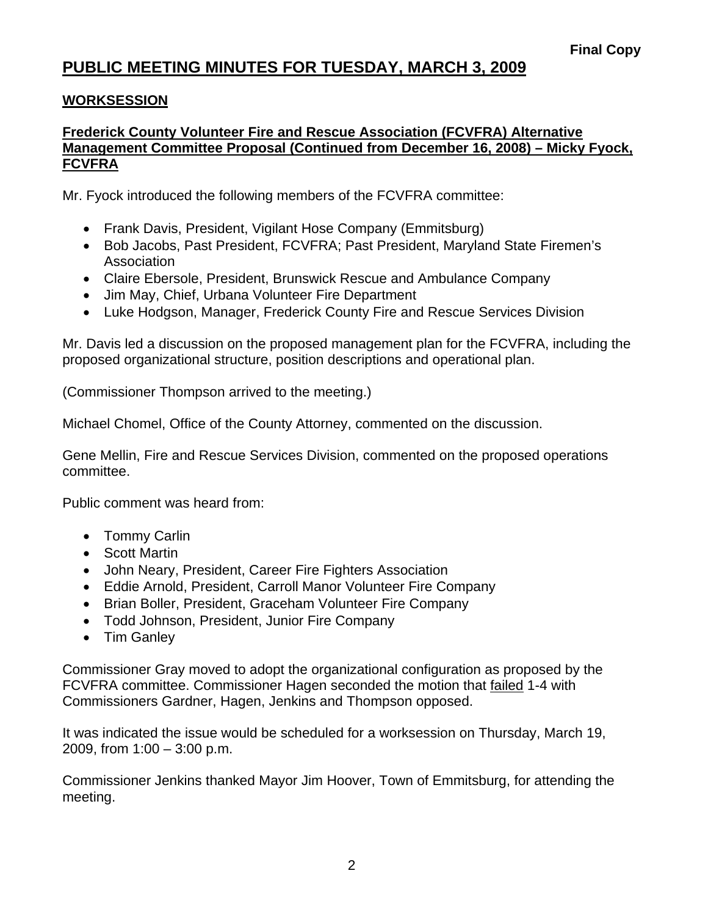**Final Copy**

# PUBLIC MEETING MINUTES FOR TUESDAY, MARCH 3, 2009

## WORKSESSION

### Frederick County Volunteer Fire and Rescue Association (FCVFRA) Alternative Management Committee Proposal (Continued from December 16, 2008) – Micky Fyock, FCVFRA

Mr. Fyock introduced the following members of the FCVFRA committee:

- Frank Davis, President, Vigilant Hose Company (Emmitsburg)
- Bob Jacobs, Past President, FCVFRA; Past President, Maryland State Firemen's Association
- Claire Ebersole, President, Brunswick Rescue and Ambulance Company
- Jim May, Chief, Urbana Volunteer Fire Department
- Luke Hodgson, Manager, Frederick County Fire and Rescue Services Division

Mr. Davis led a discussion on the proposed management plan for the FCVFRA, including the proposed organizational structure, position descriptions and operational plan.

(Commissioner Thompson arrived to the meeting.)

Michael Chomel, Office of the County Attorney, commented on the discussion.

Gene Mellin, Fire and Rescue Services Division, commented on the proposed operations committee.

Public comment was heard from:

- Tommy Carlin
- Scott Martin
- John Neary, President, Career Fire Fighters Association
- Eddie Arnold, President, Carroll Manor Volunteer Fire Company
- Brian Boller, President, Graceham Volunteer Fire Company
- Todd Johnson, President, Junior Fire Company
- Tim Ganley

Commissioner Gray moved to adopt the organizational configuration as proposed by the FCVFRA committee. Commissioner Hagen seconded the motion that failed 1-4 with Commissioners Gardner, Hagen, Jenkins and Thompson opposed.

It was indicated the issue would be scheduled for a worksession on Thursday, March 19, 2009, from 1:00 – 3:00 p.m.

Commissioner Jenkins thanked Mayor Jim Hoover, Town of Emmitsburg, for attending the meeting.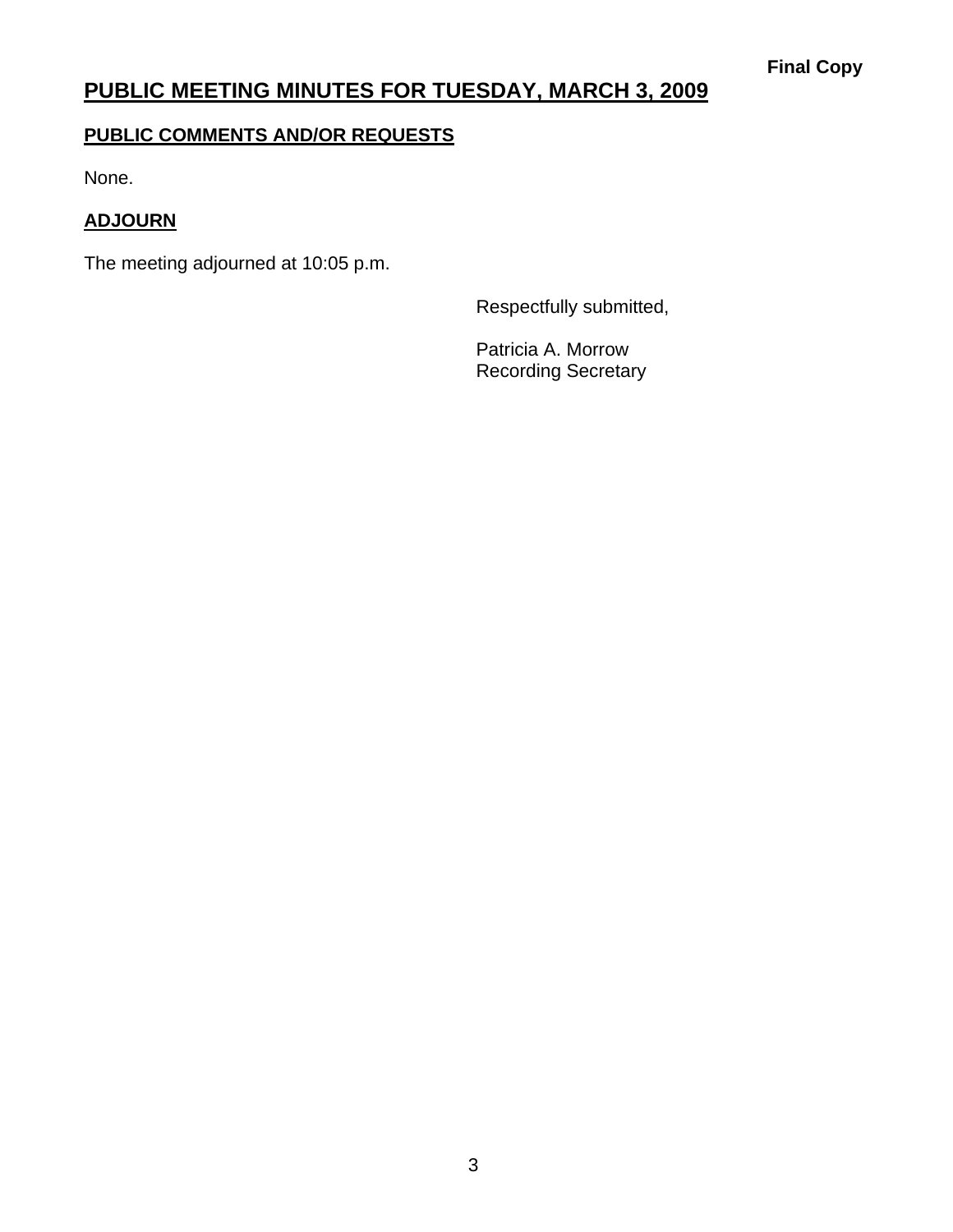**Final Copy**

# PUBLIC MEETING MINUTES FOR TUESDAY, MARCH 3, 2009

## PUBLIC COMMENTS AND/OR REQUESTS

None.

## ADJOURN

The meeting adjourned at 10:05 p.m.

Respectfully submitted,

Patricia A. Morrow
Recording Secretary